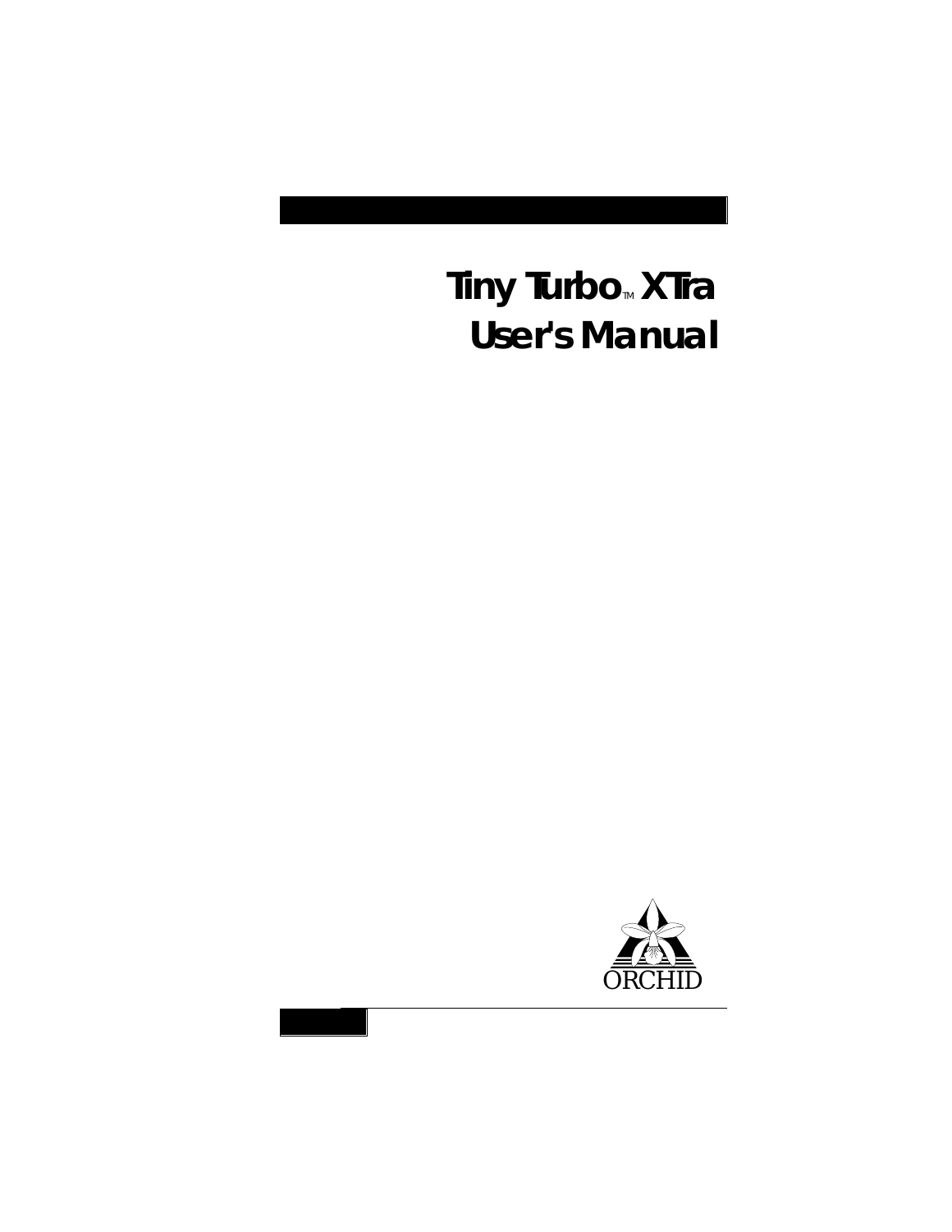# Tiny Turbo™ XTra User's Manual

ORCHID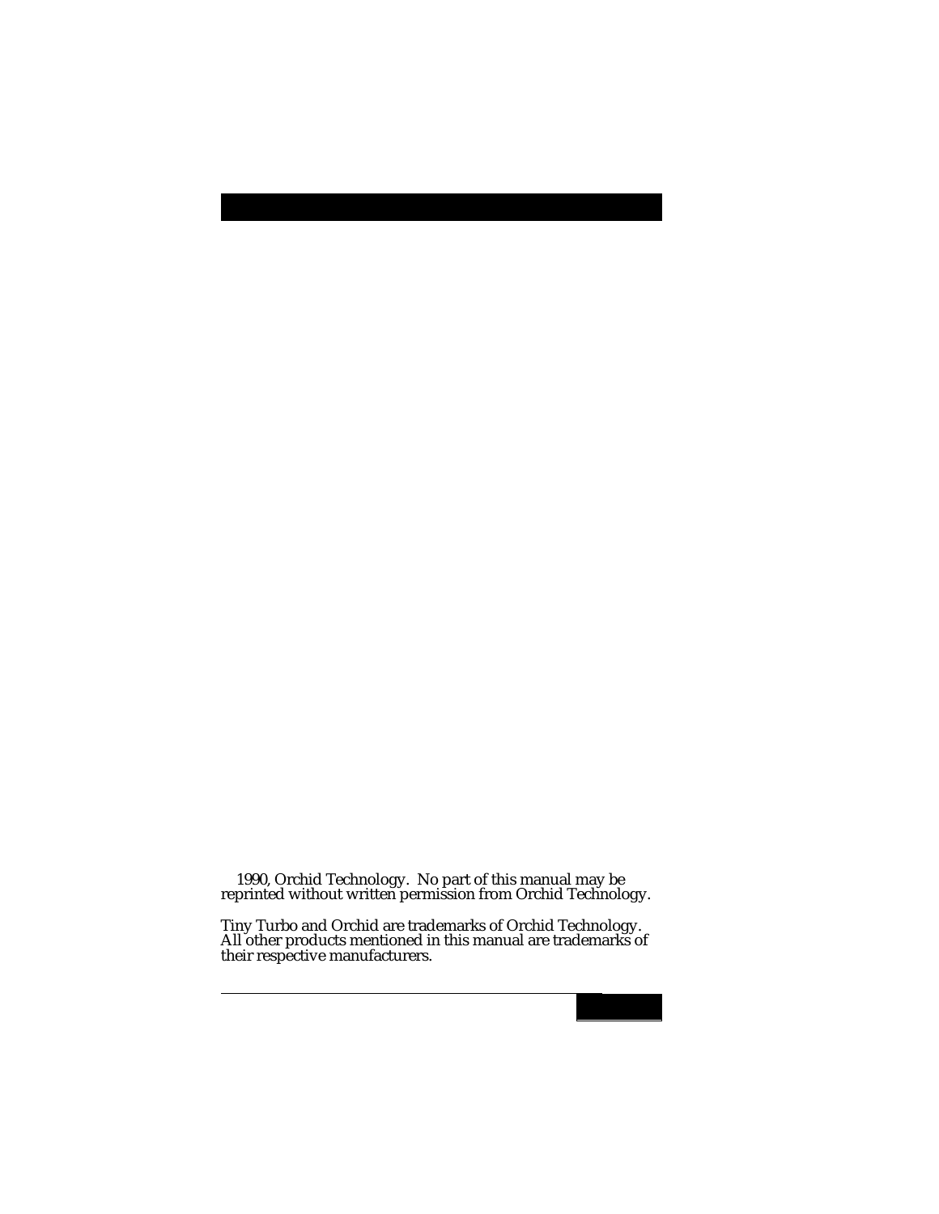1990, Orchid Technology. No part of this manual may be reprinted without written permission from Orchid Technology.

Tiny Turbo and Orchid are trademarks of Orchid Technology. All other products mentioned in this manual are trademarks of their respective manufacturers.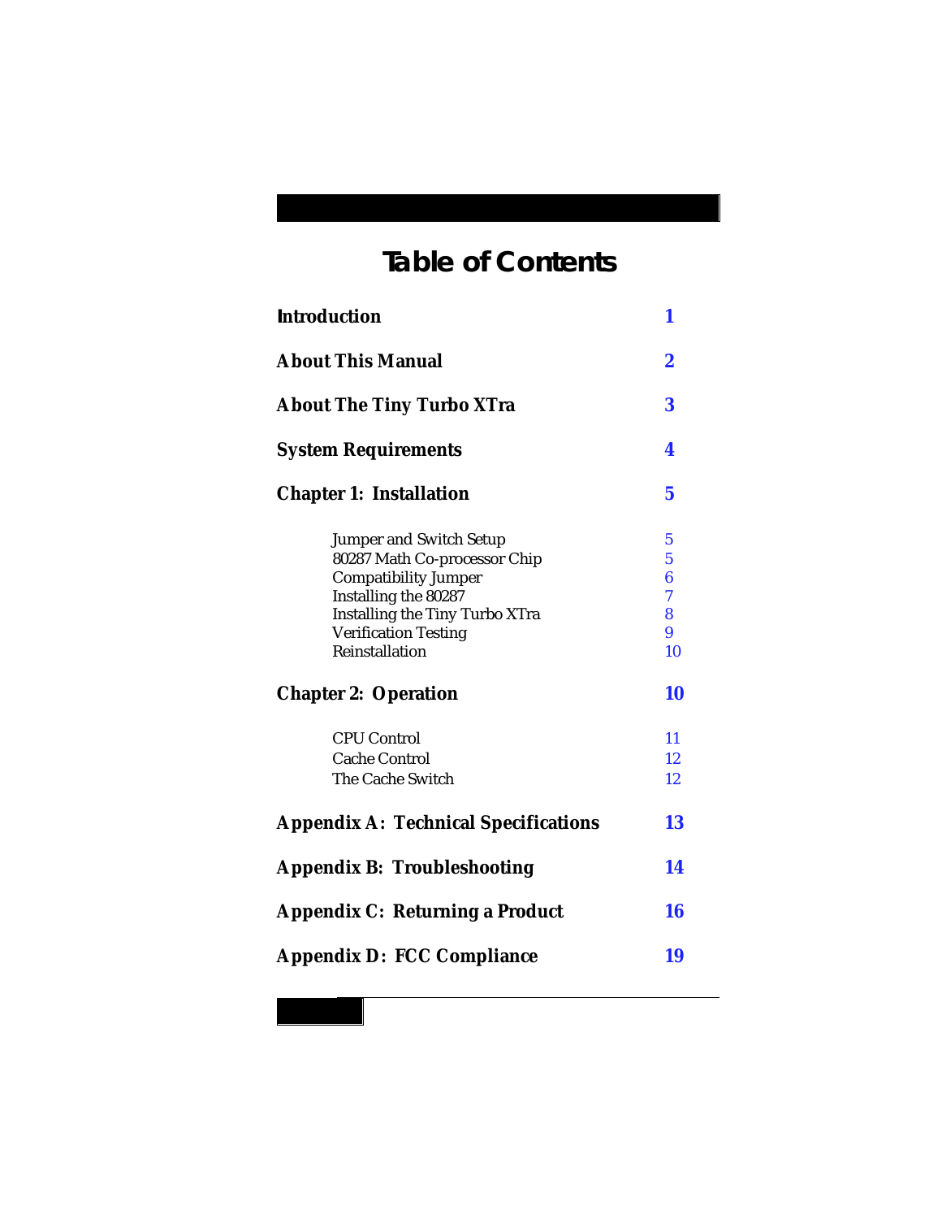# Table of Contents

| | |
|---|---|
| **Introduction** | **1** |
| **About This Manual** | **2** |
| **About The Tiny Turbo XTra** | **3** |
| **System Requirements** | **4** |
| **Chapter 1: Installation** | **5** |
| Jumper and Switch Setup | 5 |
| 80287 Math Co-processor Chip | 5 |
| Compatibility Jumper | 6 |
| Installing the 80287 | 7 |
| Installing the Tiny Turbo XTra | 8 |
| Verification Testing | 9 |
| Reinstallation | 10 |
| **Chapter 2: Operation** | **10** |
| CPU Control | 11 |
| Cache Control | 12 |
| The Cache Switch | 12 |
| **Appendix A: Technical Specifications** | **13** |
| **Appendix B: Troubleshooting** | **14** |
| **Appendix C: Returning a Product** | **16** |
| **Appendix D: FCC Compliance** | **19** |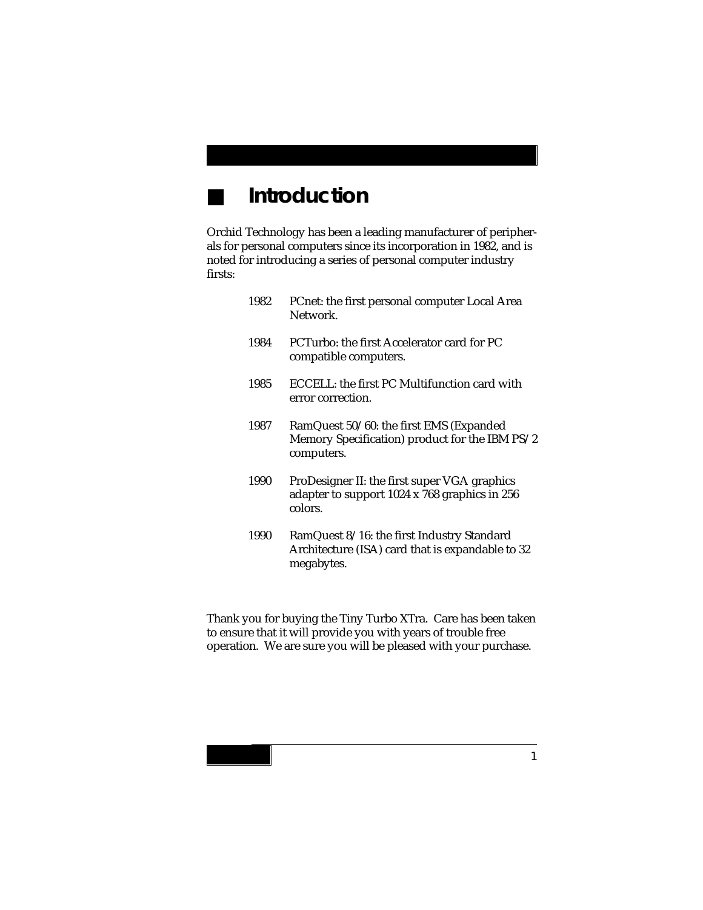# Introduction

Orchid Technology has been a leading manufacturer of peripherals for personal computers since its incorporation in 1982, and is noted for introducing a series of personal computer industry firsts:

1982 PCnet: the first personal computer Local Area Network.

1984 PCTurbo: the first Accelerator card for PC compatible computers.

1985 ECCELL: the first PC Multifunction card with error correction.

1987 RamQuest 50/60: the first EMS (Expanded Memory Specification) product for the IBM PS/2 computers.

1990 ProDesigner II: the first super VGA graphics adapter to support 1024 x 768 graphics in 256 colors.

1990 RamQuest 8/16: the first Industry Standard Architecture (ISA) card that is expandable to 32 megabytes.

Thank you for buying the Tiny Turbo XTra. Care has been taken to ensure that it will provide you with years of trouble free operation. We are sure you will be pleased with your purchase.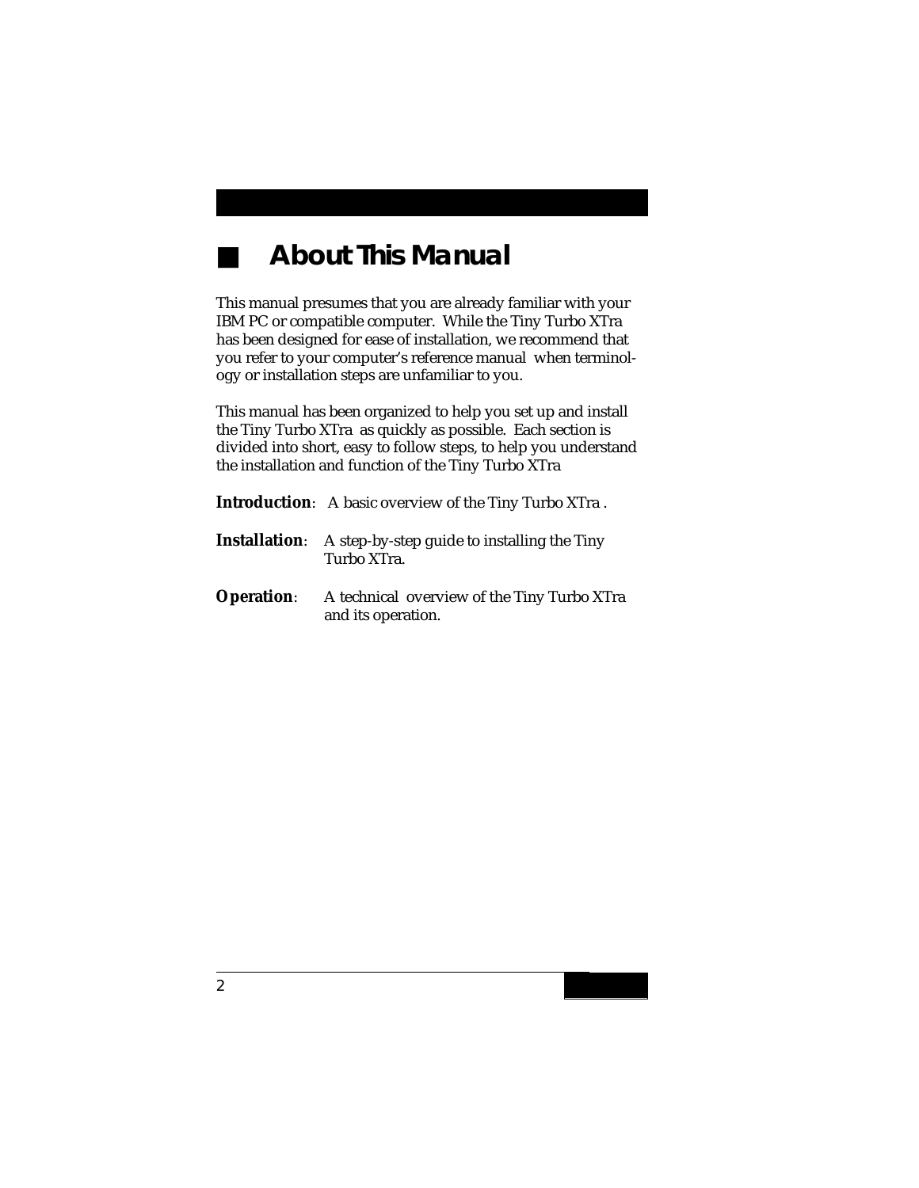# About This Manual

This manual presumes that you are already familiar with your IBM PC or compatible computer. While the Tiny Turbo XTra has been designed for ease of installation, we recommend that you refer to your computer's reference manual when terminology or installation steps are unfamiliar to you.

This manual has been organized to help you set up and install the Tiny Turbo XTra as quickly as possible. Each section is divided into short, easy to follow steps, to help you understand the installation and function of the Tiny Turbo XTra

**Introduction**: A basic overview of the Tiny Turbo XTra .

**Installation**: A step-by-step guide to installing the Tiny Turbo XTra.

**Operation**: A technical overview of the Tiny Turbo XTra and its operation.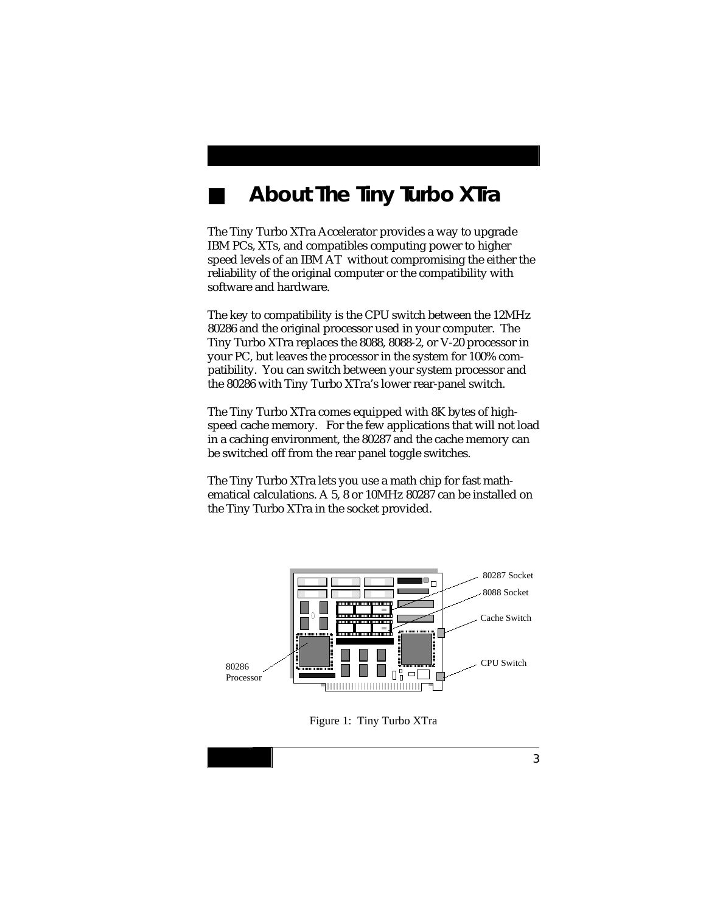# About The Tiny Turbo XTra

The Tiny Turbo XTra Accelerator provides a way to upgrade IBM PCs, XTs, and compatibles computing power to higher speed levels of an IBM AT without compromising the either the reliability of the original computer or the compatibility with software and hardware.

The key to compatibility is the CPU switch between the 12MHz 80286 and the original processor used in your computer. The Tiny Turbo XTra replaces the 8088, 8088-2, or V-20 processor in your PC, but leaves the processor in the system for 100% compatibility. You can switch between your system processor and the 80286 with Tiny Turbo XTra's lower rear-panel switch.

The Tiny Turbo XTra comes equipped with 8K bytes of high-speed cache memory. For the few applications that will not load in a caching environment, the 80287 and the cache memory can be switched off from the rear panel toggle switches.

The Tiny Turbo XTra lets you use a math chip for fast mathematical calculations. A 5, 8 or 10MHz 80287 can be installed on the Tiny Turbo XTra in the socket provided.

80287 Socket

8088 Socket

Cache Switch

CPU Switch

80286 Processor

Figure 1: Tiny Turbo XTra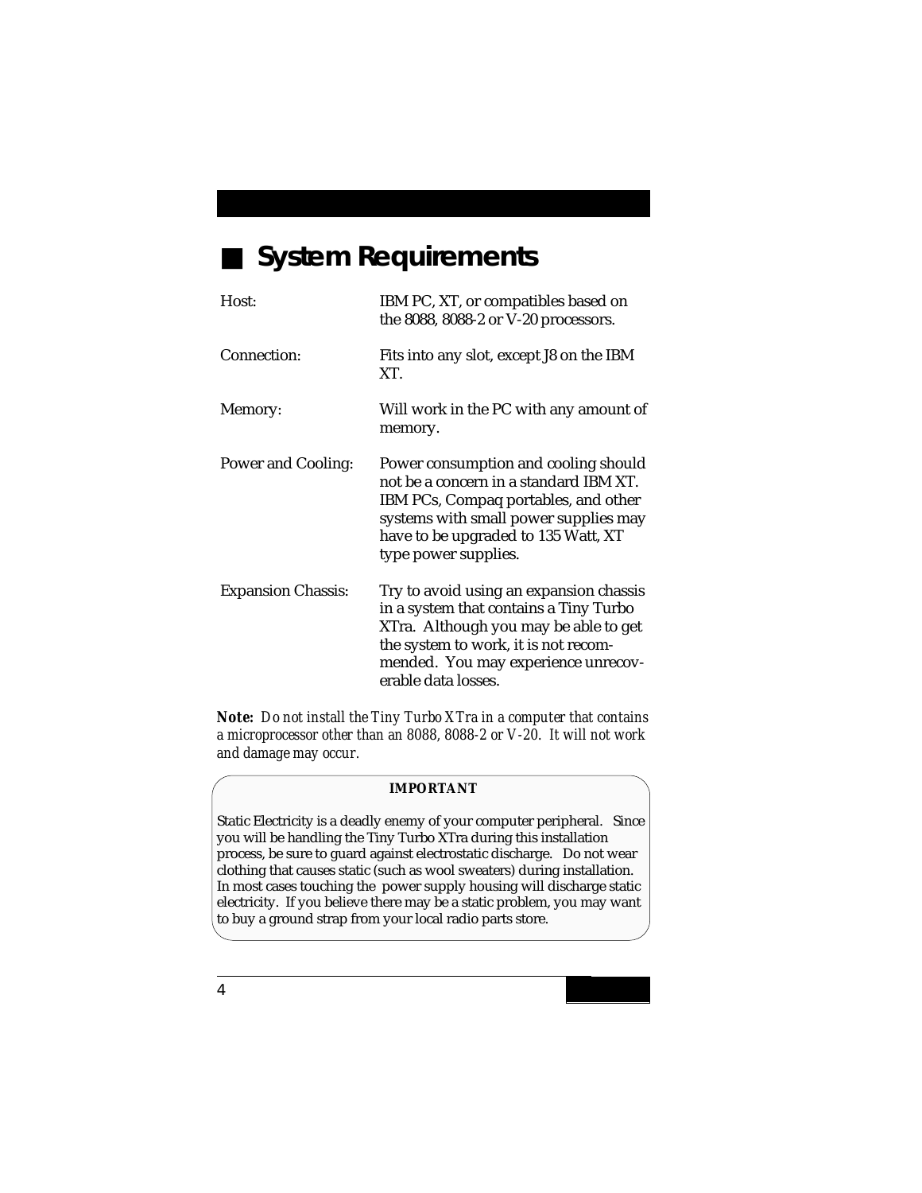## System Requirements

| | |
|---|---|
| Host: | IBM PC, XT, or compatibles based on the 8088, 8088-2 or V-20 processors. |
| Connection: | Fits into any slot, except J8 on the IBM XT. |
| Memory: | Will work in the PC with any amount of memory. |
| Power and Cooling: | Power consumption and cooling should not be a concern in a standard IBM XT. IBM PCs, Compaq portables, and other systems with small power supplies may have to be upgraded to 135 Watt, XT type power supplies. |
| Expansion Chassis: | Try to avoid using an expansion chassis in a system that contains a Tiny Turbo XTra. Although you may be able to get the system to work, it is not recommended. You may experience unrecoverable data losses. |

**Note:** *Do not install the Tiny Turbo XTra in a computer that contains a microprocessor other than an 8088, 8088-2 or V-20. It will not work and damage may occur.*

**IMPORTANT**

Static Electricity is a deadly enemy of your computer peripheral. Since you will be handling the Tiny Turbo XTra during this installation process, be sure to guard against electrostatic discharge. Do not wear clothing that causes static (such as wool sweaters) during installation. In most cases touching the power supply housing will discharge static electricity. If you believe there may be a static problem, you may want to buy a ground strap from your local radio parts store.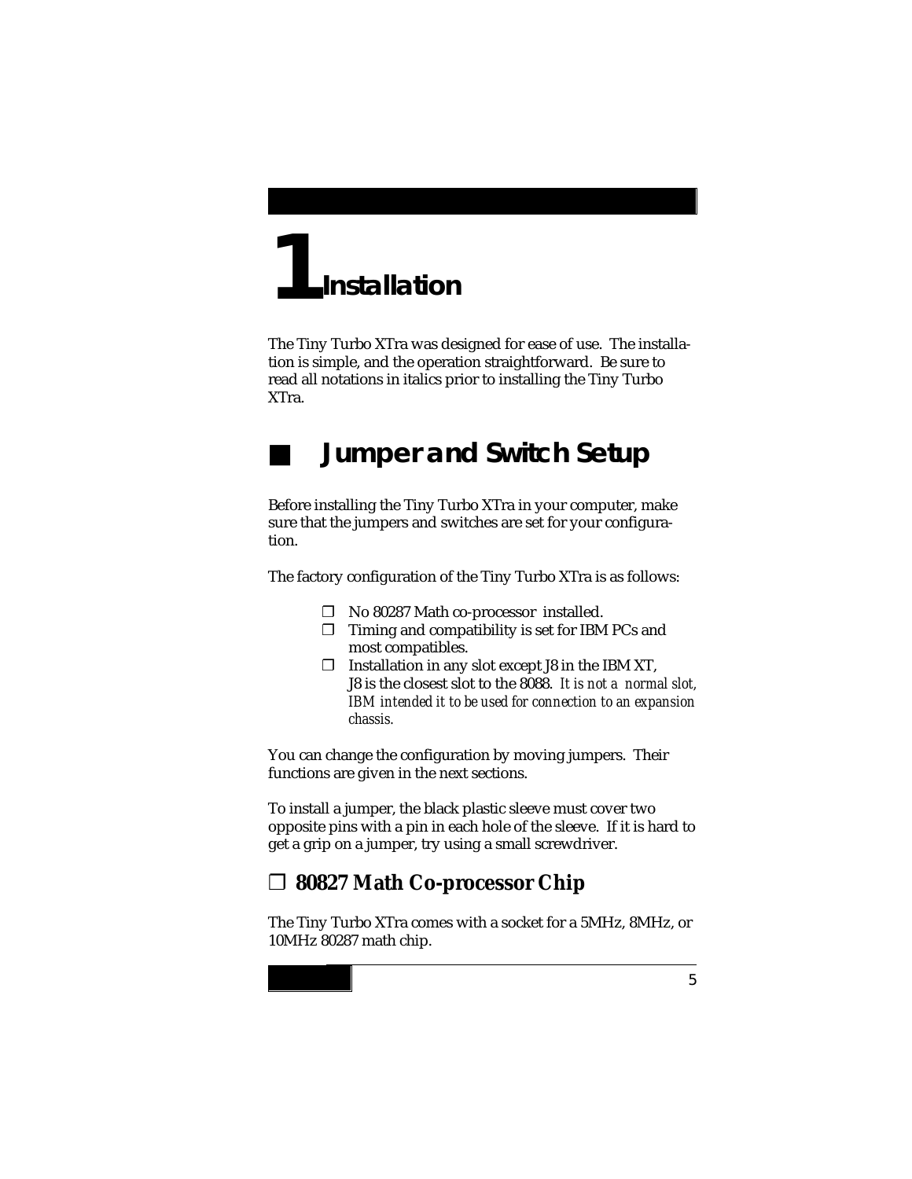# 1 Installation

The Tiny Turbo XTra was designed for ease of use. The installation is simple, and the operation straightforward. Be sure to read all notations in italics prior to installing the Tiny Turbo XTra.

## ■ Jumper and Switch Setup

Before installing the Tiny Turbo XTra in your computer, make sure that the jumpers and switches are set for your configuration.

The factory configuration of the Tiny Turbo XTra is as follows:

- ❒ No 80287 Math co-processor installed.
- ❒ Timing and compatibility is set for IBM PCs and most compatibles.
- ❒ Installation in any slot except J8 in the IBM XT, J8 is the closest slot to the 8088. *It is not a normal slot, IBM intended it to be used for connection to an expansion chassis.*

You can change the configuration by moving jumpers. Their functions are given in the next sections.

To install a jumper, the black plastic sleeve must cover two opposite pins with a pin in each hole of the sleeve. If it is hard to get a grip on a jumper, try using a small screwdriver.

### ❒ 80827 Math Co-processor Chip

The Tiny Turbo XTra comes with a socket for a 5MHz, 8MHz, or 10MHz 80287 math chip.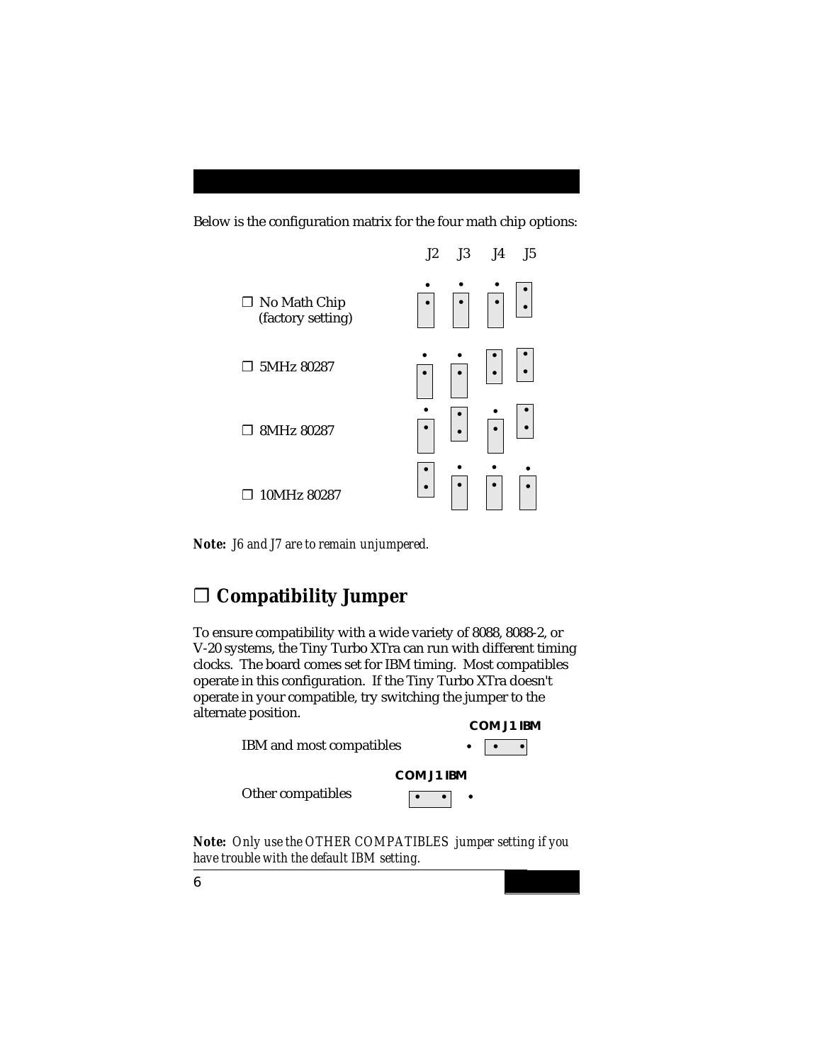Below is the configuration matrix for the four math chip options:

| | J2 | J3 | J4 | J5 |
|---|---|---|---|---|
| ❒ No Math Chip (factory setting) | lower | lower | lower | upper |
| ❒ 5MHz 80287 | lower | lower | upper | upper |
| ❒ 8MHz 80287 | lower | upper | lower | upper |
| ❒ 10MHz 80287 | upper | lower | lower | lower |

**Note:** *J6 and J7 are to remain unjumpered.*

## ❒ Compatibility Jumper

To ensure compatibility with a wide variety of 8088, 8088-2, or V-20 systems, the Tiny Turbo XTra can run with different timing clocks. The board comes set for IBM timing. Most compatibles operate in this configuration. If the Tiny Turbo XTra doesn't operate in your compatible, try switching the jumper to the alternate position.

| | COM J1 IBM |
|---|---|
| IBM and most compatibles | • [• •] |
| Other compatibles | [• •] • |

**Note:** *Only use the OTHER COMPATIBLES jumper setting if you have trouble with the default IBM setting.*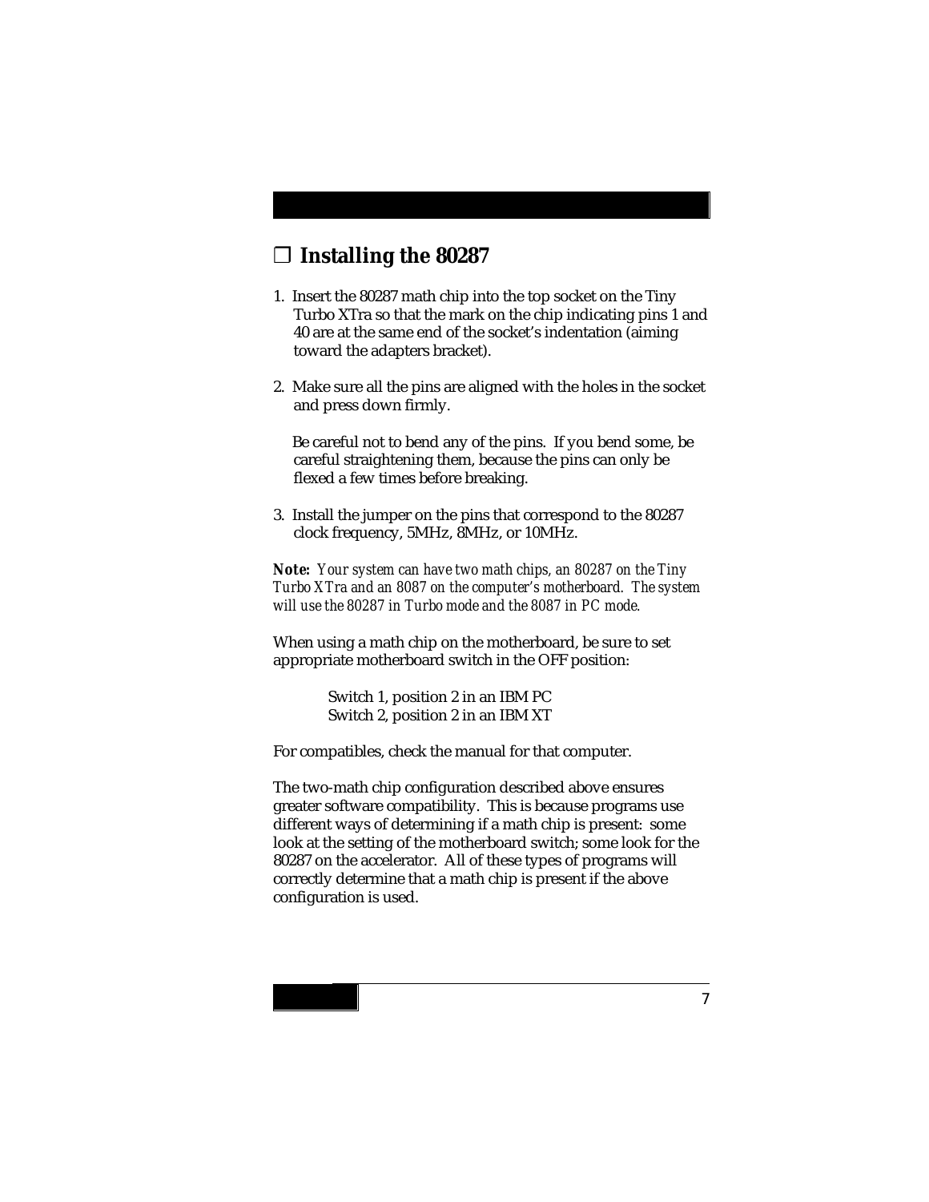## ❑ Installing the 80287

1. Insert the 80287 math chip into the top socket on the Tiny Turbo XTra so that the mark on the chip indicating pins 1 and 40 are at the same end of the socket's indentation (aiming toward the adapters bracket).

2. Make sure all the pins are aligned with the holes in the socket and press down firmly.

   Be careful not to bend any of the pins. If you bend some, be careful straightening them, because the pins can only be flexed a few times before breaking.

3. Install the jumper on the pins that correspond to the 80287 clock frequency, 5MHz, 8MHz, or 10MHz.

***Note:*** *Your system can have two math chips, an 80287 on the Tiny Turbo XTra and an 8087 on the computer's motherboard. The system will use the 80287 in Turbo mode and the 8087 in PC mode.*

When using a math chip on the motherboard, be sure to set appropriate motherboard switch in the OFF position:

Switch 1, position 2 in an IBM PC
Switch 2, position 2 in an IBM XT

For compatibles, check the manual for that computer.

The two-math chip configuration described above ensures greater software compatibility. This is because programs use different ways of determining if a math chip is present: some look at the setting of the motherboard switch; some look for the 80287 on the accelerator. All of these types of programs will correctly determine that a math chip is present if the above configuration is used.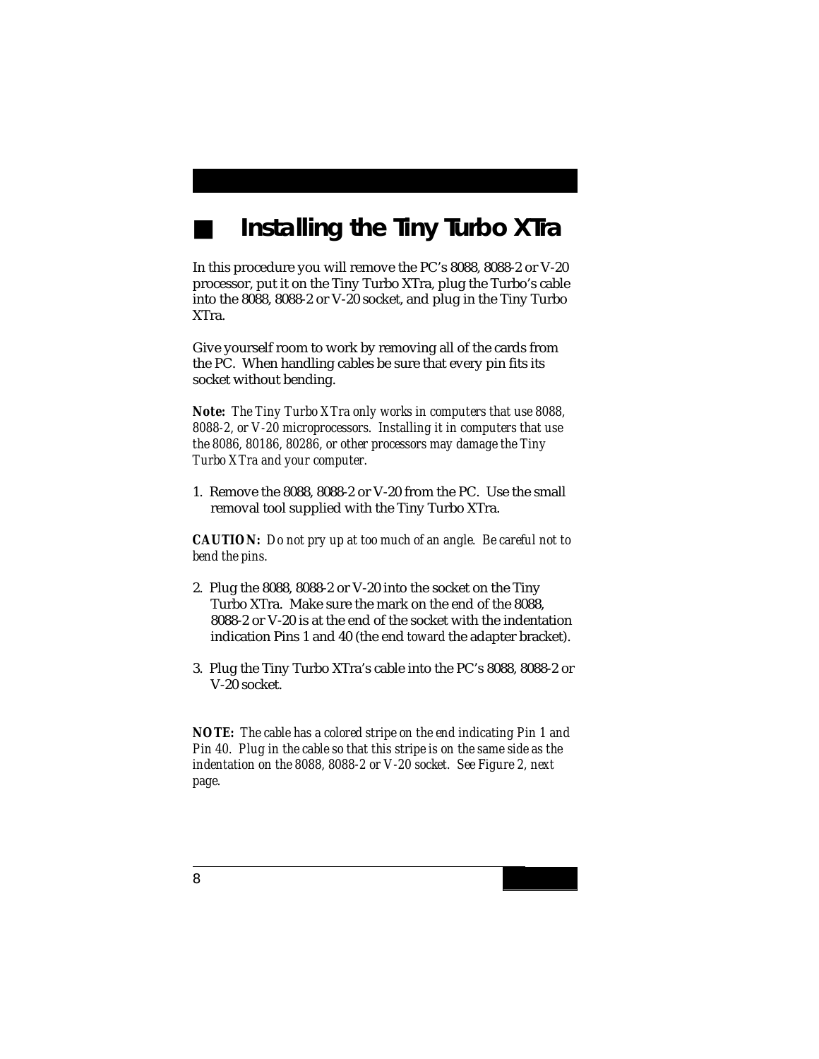# Installing the Tiny Turbo XTra

In this procedure you will remove the PC's 8088, 8088-2 or V-20 processor, put it on the Tiny Turbo XTra, plug the Turbo's cable into the 8088, 8088-2 or V-20 socket, and plug in the Tiny Turbo XTra.

Give yourself room to work by removing all of the cards from the PC. When handling cables be sure that every pin fits its socket without bending.

***Note:*** *The Tiny Turbo XTra only works in computers that use 8088, 8088-2, or V-20 microprocessors. Installing it in computers that use the 8086, 80186, 80286, or other processors may damage the Tiny Turbo XTra and your computer.*

1. Remove the 8088, 8088-2 or V-20 from the PC. Use the small removal tool supplied with the Tiny Turbo XTra.

***CAUTION:*** *Do not pry up at too much of an angle. Be careful not to bend the pins.*

2. Plug the 8088, 8088-2 or V-20 into the socket on the Tiny Turbo XTra. Make sure the mark on the end of the 8088, 8088-2 or V-20 is at the end of the socket with the indentation indication Pins 1 and 40 (the end *toward* the adapter bracket).

3. Plug the Tiny Turbo XTra's cable into the PC's 8088, 8088-2 or V-20 socket.

***NOTE:*** *The cable has a colored stripe on the end indicating Pin 1 and Pin 40. Plug in the cable so that this stripe is on the same side as the indentation on the 8088, 8088-2 or V-20 socket. See Figure 2, next page.*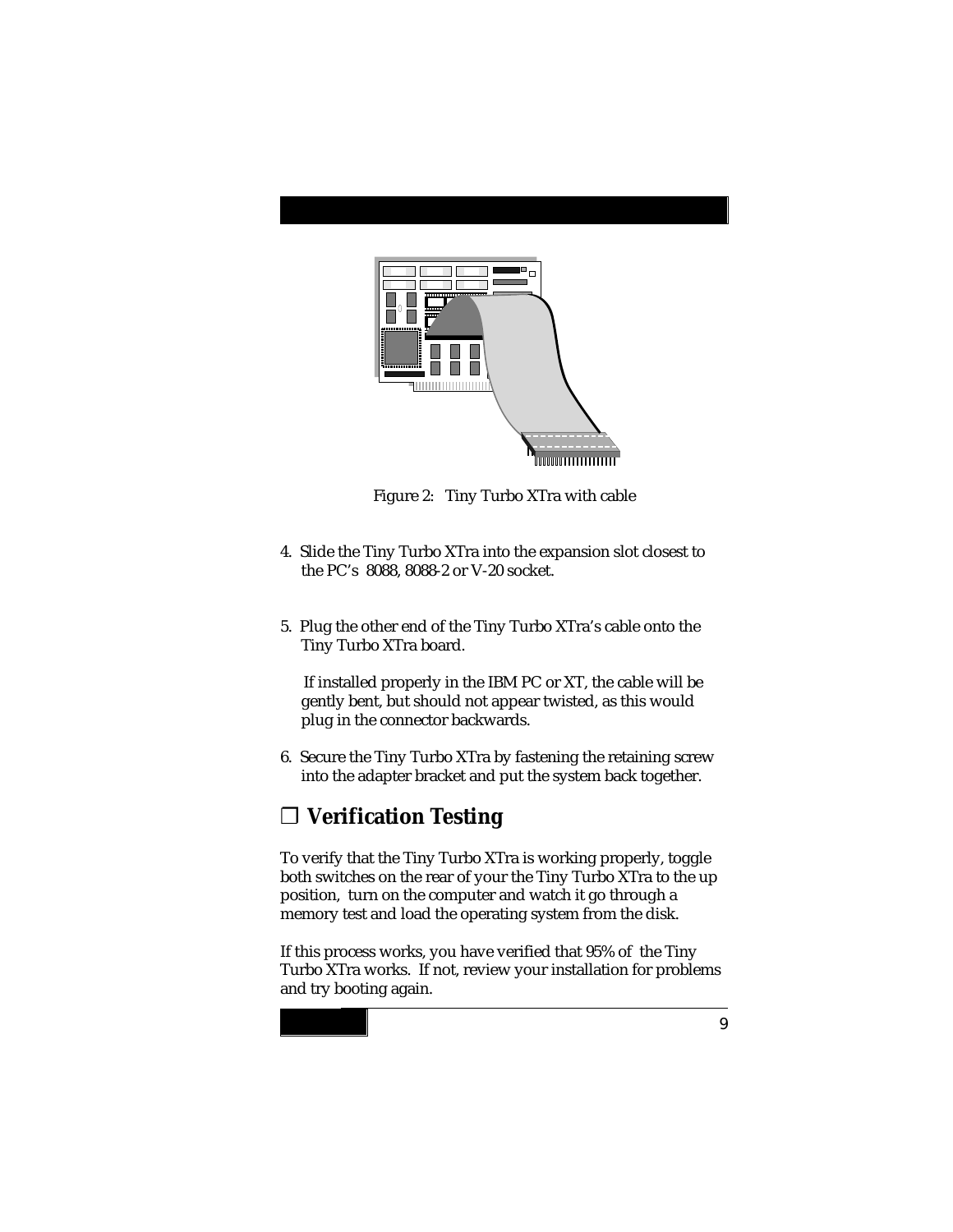Figure 2: Tiny Turbo XTra with cable

4. Slide the Tiny Turbo XTra into the expansion slot closest to the PC's 8088, 8088-2 or V-20 socket.

5. Plug the other end of the Tiny Turbo XTra's cable onto the Tiny Turbo XTra board.

   If installed properly in the IBM PC or XT, the cable will be gently bent, but should not appear twisted, as this would plug in the connector backwards.

6. Secure the Tiny Turbo XTra by fastening the retaining screw into the adapter bracket and put the system back together.

## ❑ Verification Testing

To verify that the Tiny Turbo XTra is working properly, toggle both switches on the rear of your the Tiny Turbo XTra to the up position, turn on the computer and watch it go through a memory test and load the operating system from the disk.

If this process works, you have verified that 95% of the Tiny Turbo XTra works. If not, review your installation for problems and try booting again.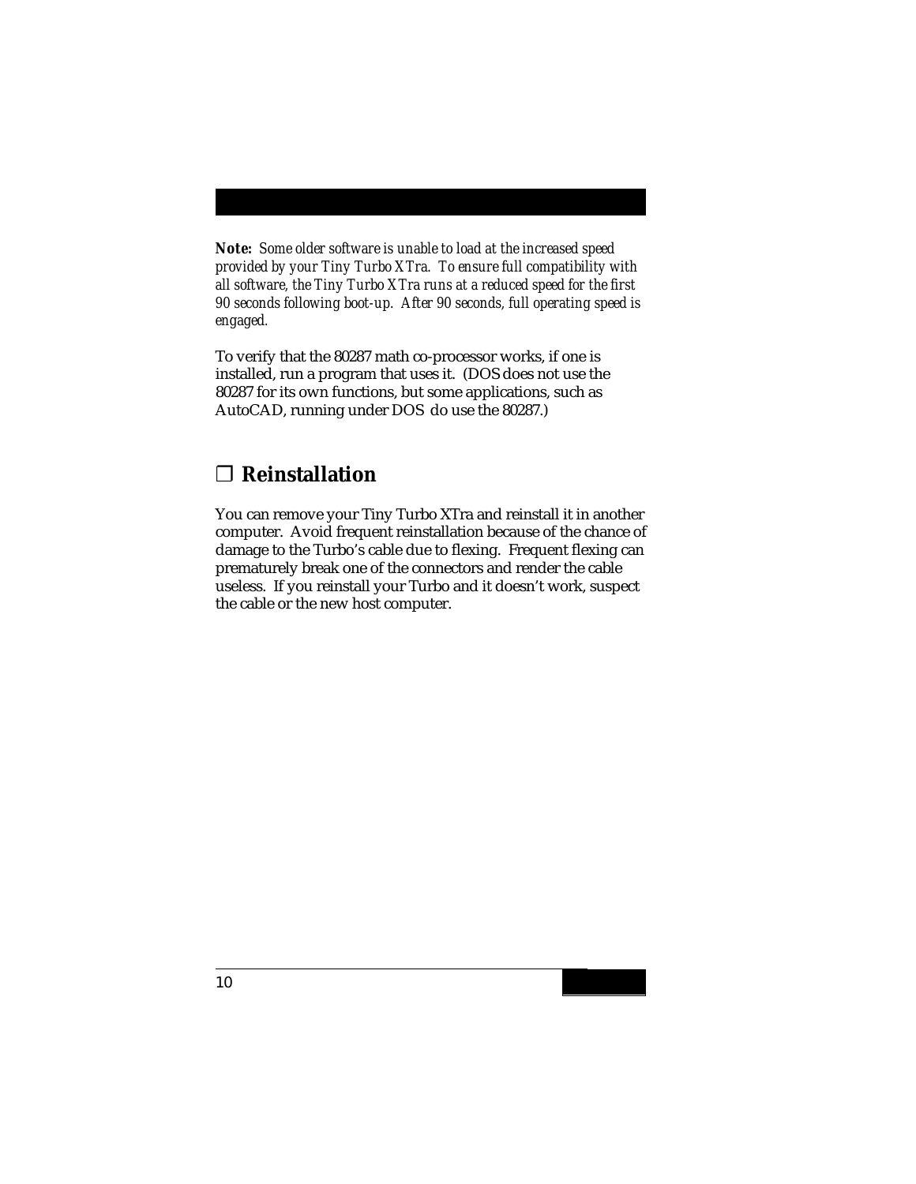***Note:** Some older software is unable to load at the increased speed provided by your Tiny Turbo XTra. To ensure full compatibility with all software, the Tiny Turbo XTra runs at a reduced speed for the first 90 seconds following boot-up. After 90 seconds, full operating speed is engaged.*

To verify that the 80287 math co-processor works, if one is installed, run a program that uses it. (DOS does not use the 80287 for its own functions, but some applications, such as AutoCAD, running under DOS do use the 80287.)

## ❒ Reinstallation

You can remove your Tiny Turbo XTra and reinstall it in another computer. Avoid frequent reinstallation because of the chance of damage to the Turbo's cable due to flexing. Frequent flexing can prematurely break one of the connectors and render the cable useless. If you reinstall your Turbo and it doesn't work, suspect the cable or the new host computer.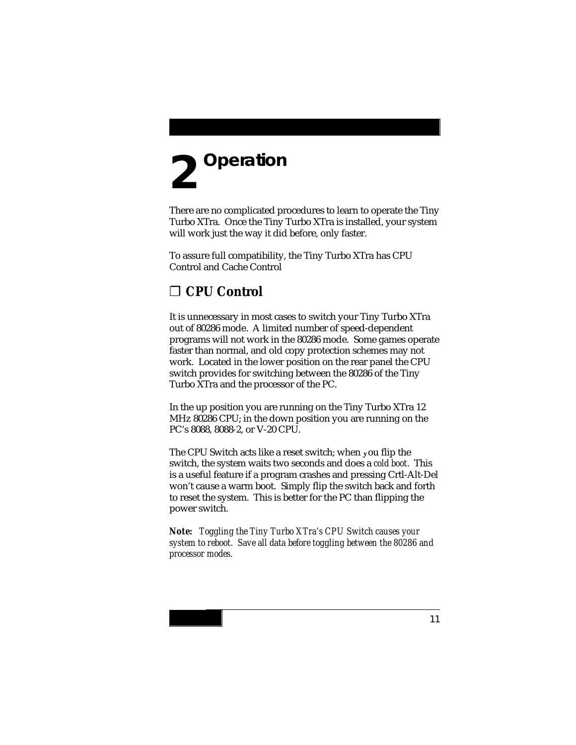# 2 Operation

There are no complicated procedures to learn to operate the Tiny Turbo XTra. Once the Tiny Turbo XTra is installed, your system will work just the way it did before, only faster.

To assure full compatibility, the Tiny Turbo XTra has CPU Control and Cache Control

## ❐ CPU Control

It is unnecessary in most cases to switch your Tiny Turbo XTra out of 80286 mode. A limited number of speed-dependent programs will not work in the 80286 mode. Some games operate faster than normal, and old copy protection schemes may not work. Located in the lower position on the rear panel the CPU switch provides for switching between the 80286 of the Tiny Turbo XTra and the processor of the PC.

In the up position you are running on the Tiny Turbo XTra 12 MHz 80286 CPU; in the down position you are running on the PC's 8088, 8088-2, or V-20 CPU.

The CPU Switch acts like a reset switch; when you flip the switch, the system waits two seconds and does a *cold boot*. This is a useful feature if a program crashes and pressing Crtl-Alt-Del won't cause a warm boot. Simply flip the switch back and forth to reset the system. This is better for the PC than flipping the power switch.

**Note:** *Toggling the Tiny Turbo XTra's CPU Switch causes your system to reboot. Save all data before toggling between the 80286 and processor modes.*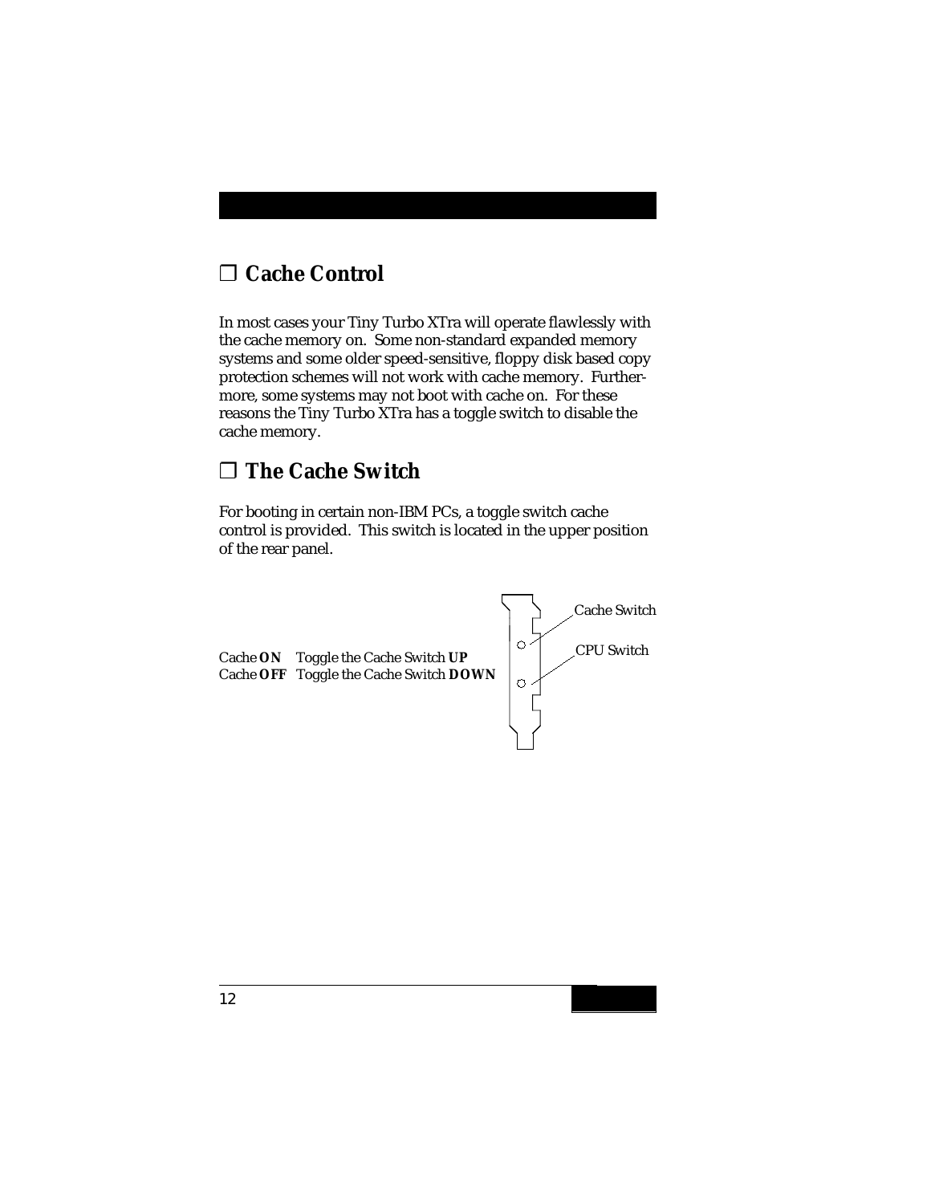## ❒ Cache Control

In most cases your Tiny Turbo XTra will operate flawlessly with the cache memory on. Some non-standard expanded memory systems and some older speed-sensitive, floppy disk based copy protection schemes will not work with cache memory. Furthermore, some systems may not boot with cache on. For these reasons the Tiny Turbo XTra has a toggle switch to disable the cache memory.

## ❒ The Cache Switch

For booting in certain non-IBM PCs, a toggle switch cache control is provided. This switch is located in the upper position of the rear panel.

Cache **ON** Toggle the Cache Switch **UP**
Cache **OFF** Toggle the Cache Switch **DOWN**

Cache Switch

CPU Switch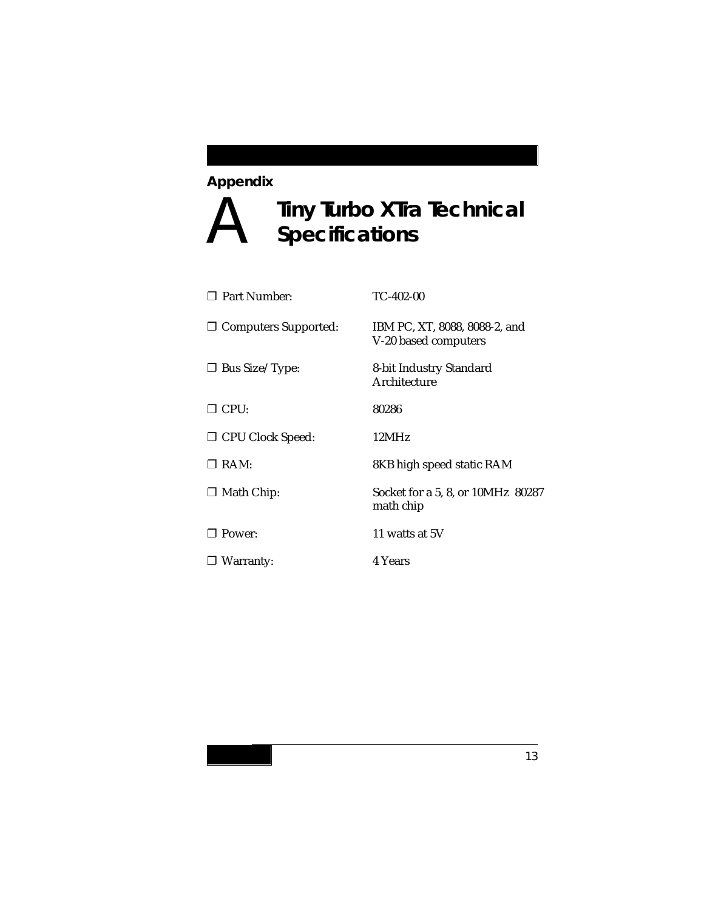**Appendix**

# A Tiny Turbo XTra Technical Specifications

- ❒ Part Number: TC-402-00
- ❒ Computers Supported: IBM PC, XT, 8088, 8088-2, and V-20 based computers
- ❒ Bus Size/Type: 8-bit Industry Standard Architecture
- ❒ CPU: 80286
- ❒ CPU Clock Speed: 12MHz
- ❒ RAM: 8KB high speed static RAM
- ❒ Math Chip: Socket for a 5, 8, or 10MHz 80287 math chip
- ❒ Power: 11 watts at 5V
- ❒ Warranty: 4 Years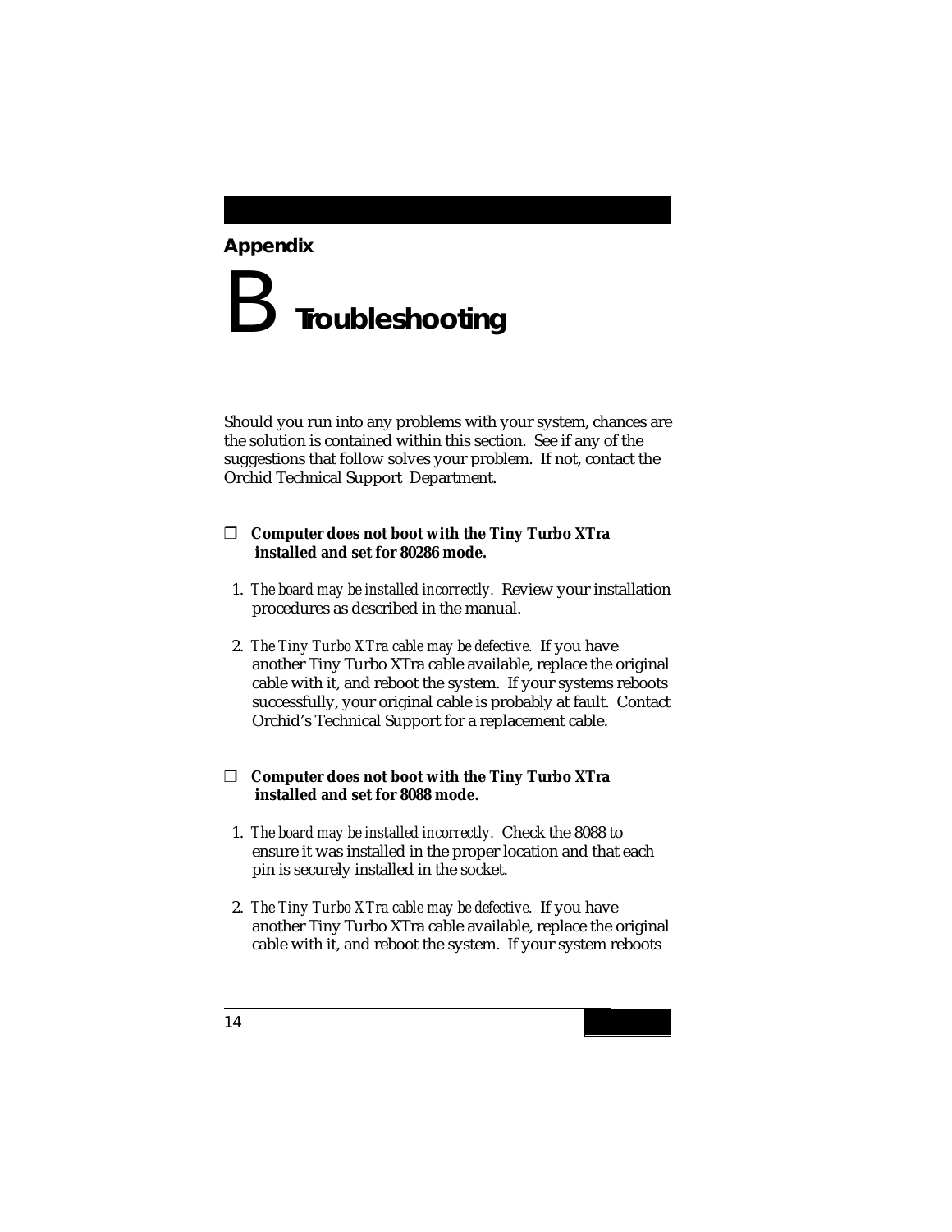Appendix

# B Troubleshooting

Should you run into any problems with your system, chances are the solution is contained within this section. See if any of the suggestions that follow solves your problem. If not, contact the Orchid Technical Support Department.

❐ **Computer does not boot with the Tiny Turbo XTra installed and set for 80286 mode.**

1. *The board may be installed incorrectly.* Review your installation procedures as described in the manual.
2. *The Tiny Turbo XTra cable may be defective.* If you have another Tiny Turbo XTra cable available, replace the original cable with it, and reboot the system. If your systems reboots successfully, your original cable is probably at fault. Contact Orchid's Technical Support for a replacement cable.

❐ **Computer does not boot with the Tiny Turbo XTra installed and set for 8088 mode.**

1. *The board may be installed incorrectly.* Check the 8088 to ensure it was installed in the proper location and that each pin is securely installed in the socket.
2. *The Tiny Turbo XTra cable may be defective.* If you have another Tiny Turbo XTra cable available, replace the original cable with it, and reboot the system. If your system reboots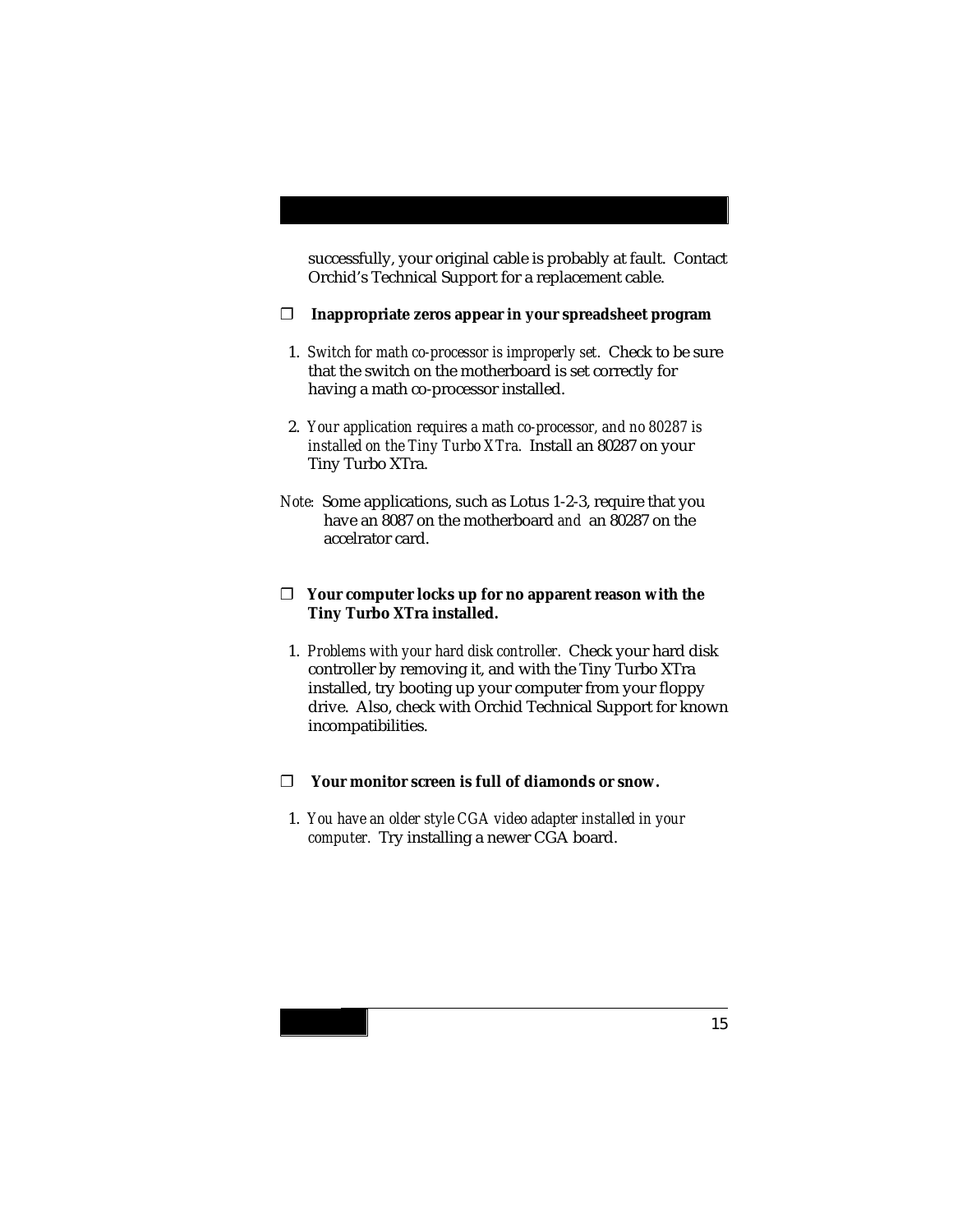successfully, your original cable is probably at fault. Contact Orchid's Technical Support for a replacement cable.

❒ **Inappropriate zeros appear in your spreadsheet program**

1. *Switch for math co-processor is improperly set.* Check to be sure that the switch on the motherboard is set correctly for having a math co-processor installed.

2. *Your application requires a math co-processor, and no 80287 is installed on the Tiny Turbo XTra.* Install an 80287 on your Tiny Turbo XTra.

*Note:* Some applications, such as Lotus 1-2-3, require that you have an 8087 on the motherboard *and* an 80287 on the accelrator card.

❒ **Your computer locks up for no apparent reason with the Tiny Turbo XTra installed.**

1. *Problems with your hard disk controller.* Check your hard disk controller by removing it, and with the Tiny Turbo XTra installed, try booting up your computer from your floppy drive. Also, check with Orchid Technical Support for known incompatibilities.

❒ **Your monitor screen is full of diamonds or snow.**

1. *You have an older style CGA video adapter installed in your computer.* Try installing a newer CGA board.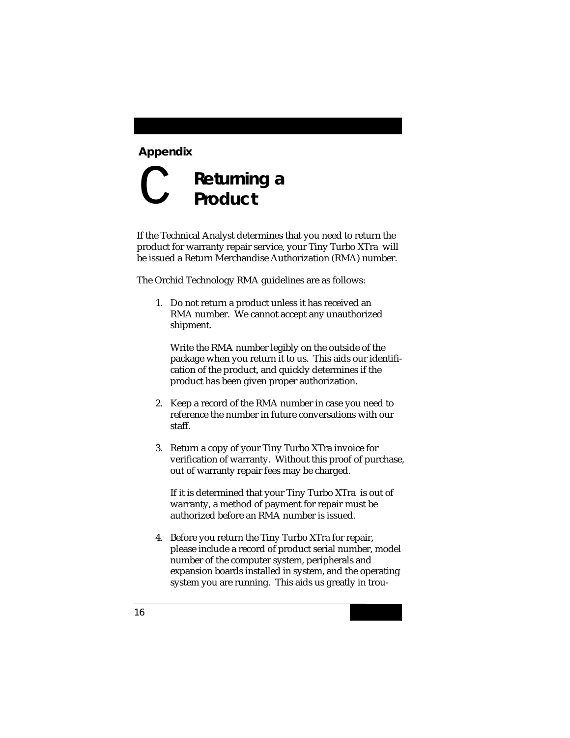## Appendix C

# Returning a Product

If the Technical Analyst determines that you need to return the product for warranty repair service, your Tiny Turbo XTra will be issued a Return Merchandise Authorization (RMA) number.

The Orchid Technology RMA guidelines are as follows:

1. Do not return a product unless it has received an RMA number. We cannot accept any unauthorized shipment.

   Write the RMA number legibly on the outside of the package when you return it to us. This aids our identification of the product, and quickly determines if the product has been given proper authorization.

2. Keep a record of the RMA number in case you need to reference the number in future conversations with our staff.

3. Return a copy of your Tiny Turbo XTra invoice for verification of warranty. Without this proof of purchase, out of warranty repair fees may be charged.

   If it is determined that your Tiny Turbo XTra is out of warranty, a method of payment for repair must be authorized before an RMA number is issued.

4. Before you return the Tiny Turbo XTra for repair, please include a record of product serial number, model number of the computer system, peripherals and expansion boards installed in system, and the operating system you are running. This aids us greatly in trou-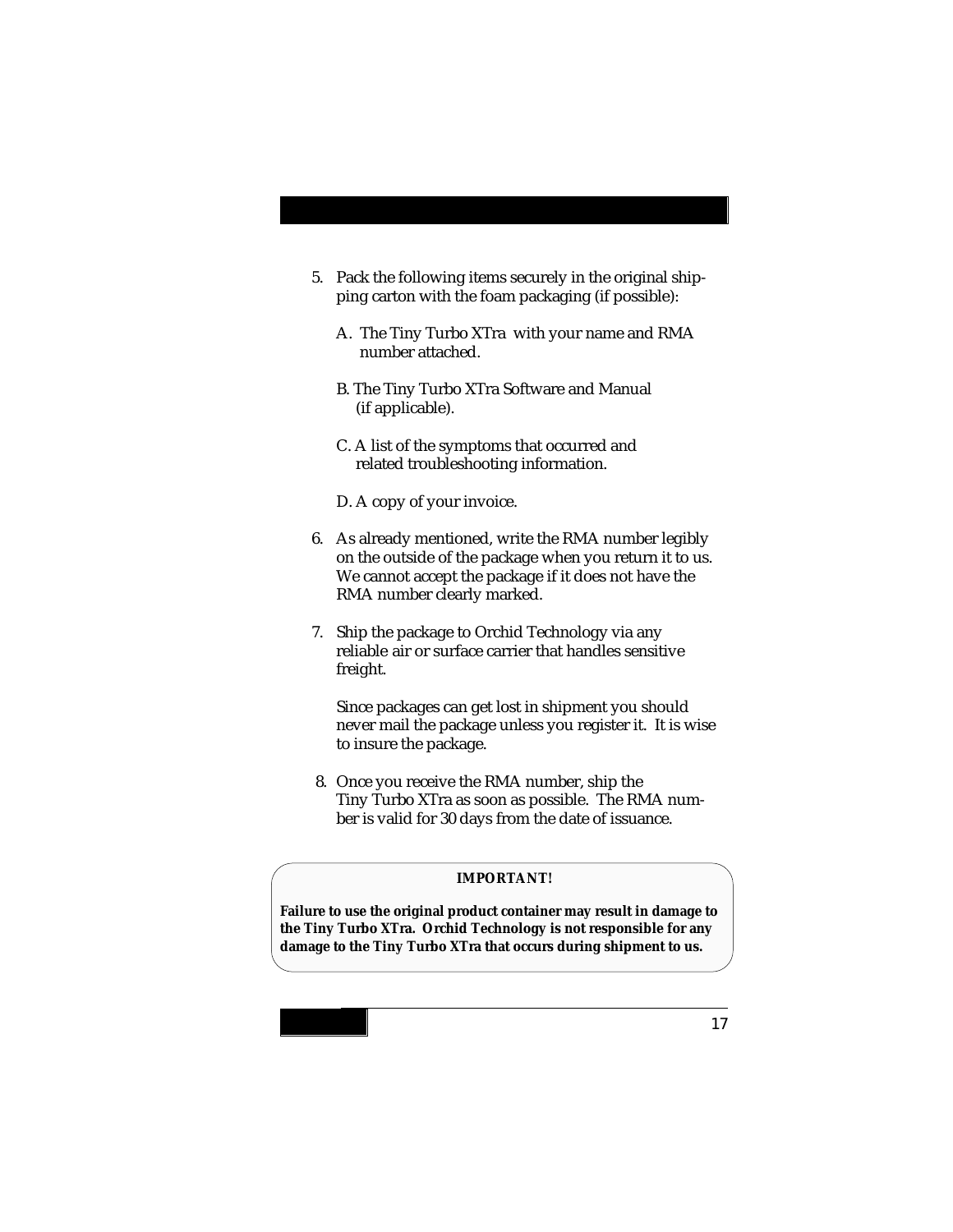5. Pack the following items securely in the original shipping carton with the foam packaging (if possible):

   A. The Tiny Turbo XTra with your name and RMA number attached.

   B. The Tiny Turbo XTra Software and Manual (if applicable).

   C. A list of the symptoms that occurred and related troubleshooting information.

   D. A copy of your invoice.

6. As already mentioned, write the RMA number legibly on the outside of the package when you return it to us. We cannot accept the package if it does not have the RMA number clearly marked.

7. Ship the package to Orchid Technology via any reliable air or surface carrier that handles sensitive freight.

   Since packages can get lost in shipment you should never mail the package unless you register it. It is wise to insure the package.

8. Once you receive the RMA number, ship the Tiny Turbo XTra as soon as possible. The RMA number is valid for 30 days from the date of issuance.

**IMPORTANT!**

**Failure to use the original product container may result in damage to the Tiny Turbo XTra. Orchid Technology is not responsible for any damage to the Tiny Turbo XTra that occurs during shipment to us.**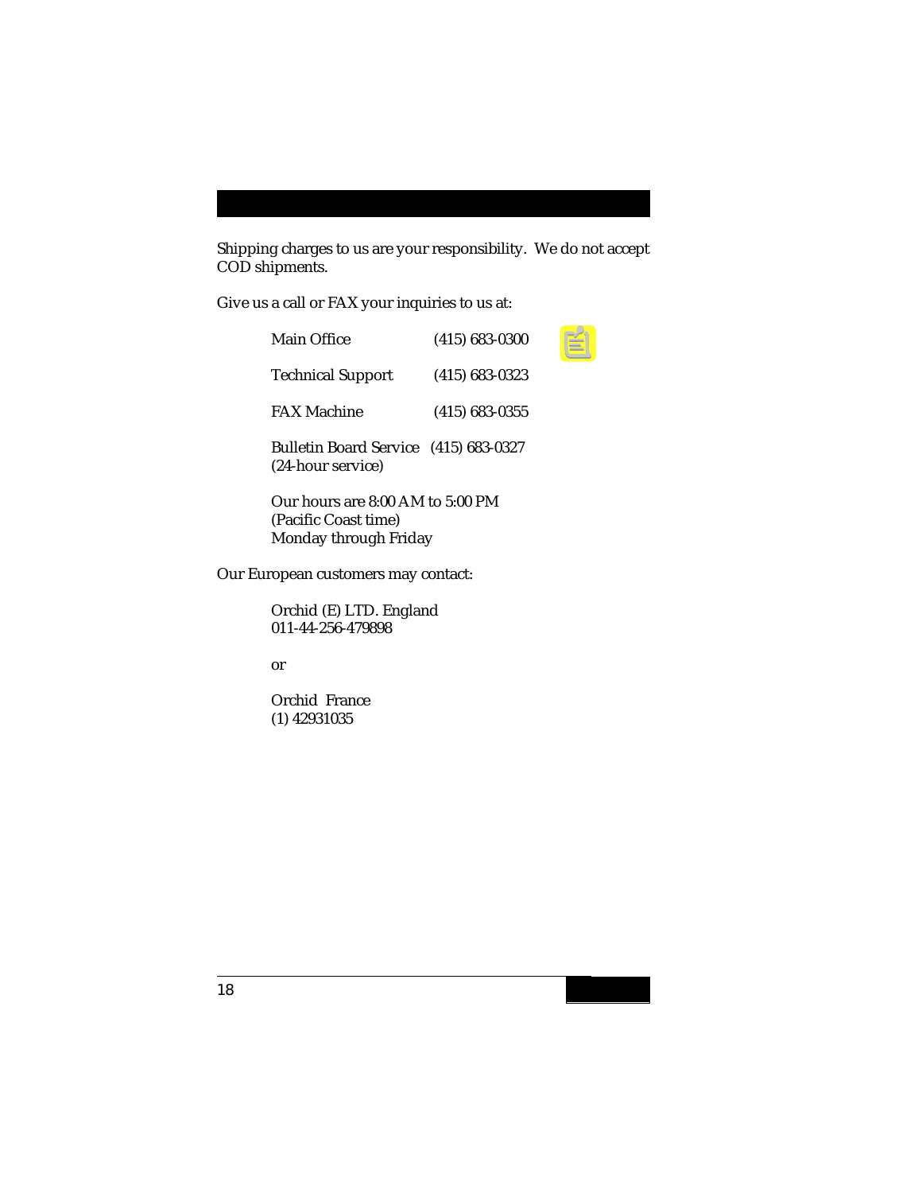Shipping charges to us are your responsibility. We do not accept COD shipments.

Give us a call or FAX your inquiries to us at:

| | |
|---|---|
| Main Office | (415) 683-0300 |
| Technical Support | (415) 683-0323 |
| FAX Machine | (415) 683-0355 |
| Bulletin Board Service (24-hour service) | (415) 683-0327 |

Our hours are 8:00 AM to 5:00 PM
(Pacific Coast time)
Monday through Friday

Our European customers may contact:

Orchid (E) LTD. England
011-44-256-479898

or

Orchid France
(1) 42931035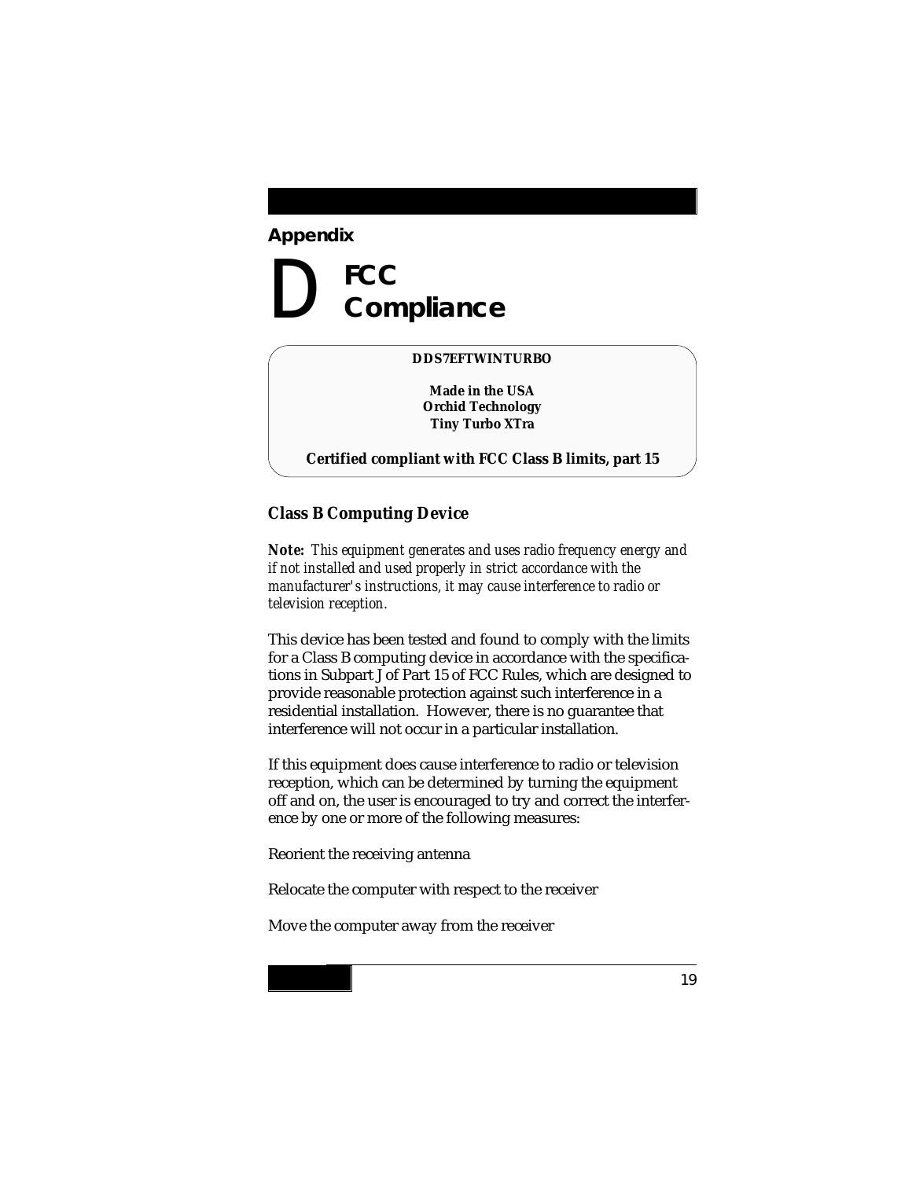## Appendix

# D FCC Compliance

**DDS7EFTWINTURBO**

**Made in the USA**
**Orchid Technology**
**Tiny Turbo XTra**

**Certified compliant with FCC Class B limits, part 15**

### Class B Computing Device

**Note:** *This equipment generates and uses radio frequency energy and if not installed and used properly in strict accordance with the manufacturer's instructions, it may cause interference to radio or television reception.*

This device has been tested and found to comply with the limits for a Class B computing device in accordance with the specifications in Subpart J of Part 15 of FCC Rules, which are designed to provide reasonable protection against such interference in a residential installation. However, there is no guarantee that interference will not occur in a particular installation.

If this equipment does cause interference to radio or television reception, which can be determined by turning the equipment off and on, the user is encouraged to try and correct the interference by one or more of the following measures:

Reorient the receiving antenna

Relocate the computer with respect to the receiver

Move the computer away from the receiver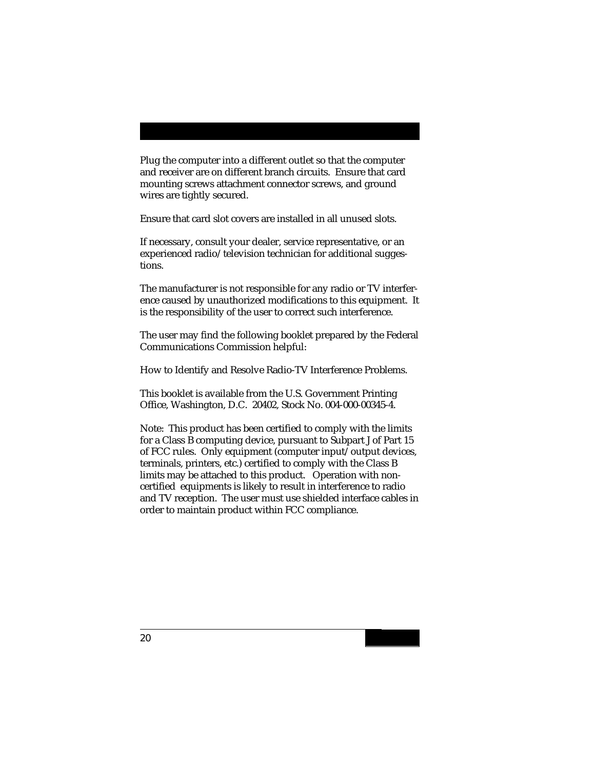Plug the computer into a different outlet so that the computer and receiver are on different branch circuits. Ensure that card mounting screws attachment connector screws, and ground wires are tightly secured.

Ensure that card slot covers are installed in all unused slots.

If necessary, consult your dealer, service representative, or an experienced radio/television technician for additional suggestions.

The manufacturer is not responsible for any radio or TV interference caused by unauthorized modifications to this equipment. It is the responsibility of the user to correct such interference.

The user may find the following booklet prepared by the Federal Communications Commission helpful:

How to Identify and Resolve Radio-TV Interference Problems.

This booklet is available from the U.S. Government Printing Office, Washington, D.C. 20402, Stock No. 004-000-00345-4.

Note: This product has been certified to comply with the limits for a Class B computing device, pursuant to Subpart J of Part 15 of FCC rules. Only equipment (computer input/output devices, terminals, printers, etc.) certified to comply with the Class B limits may be attached to this product. Operation with non-certified equipments is likely to result in interference to radio and TV reception. The user must use shielded interface cables in order to maintain product within FCC compliance.